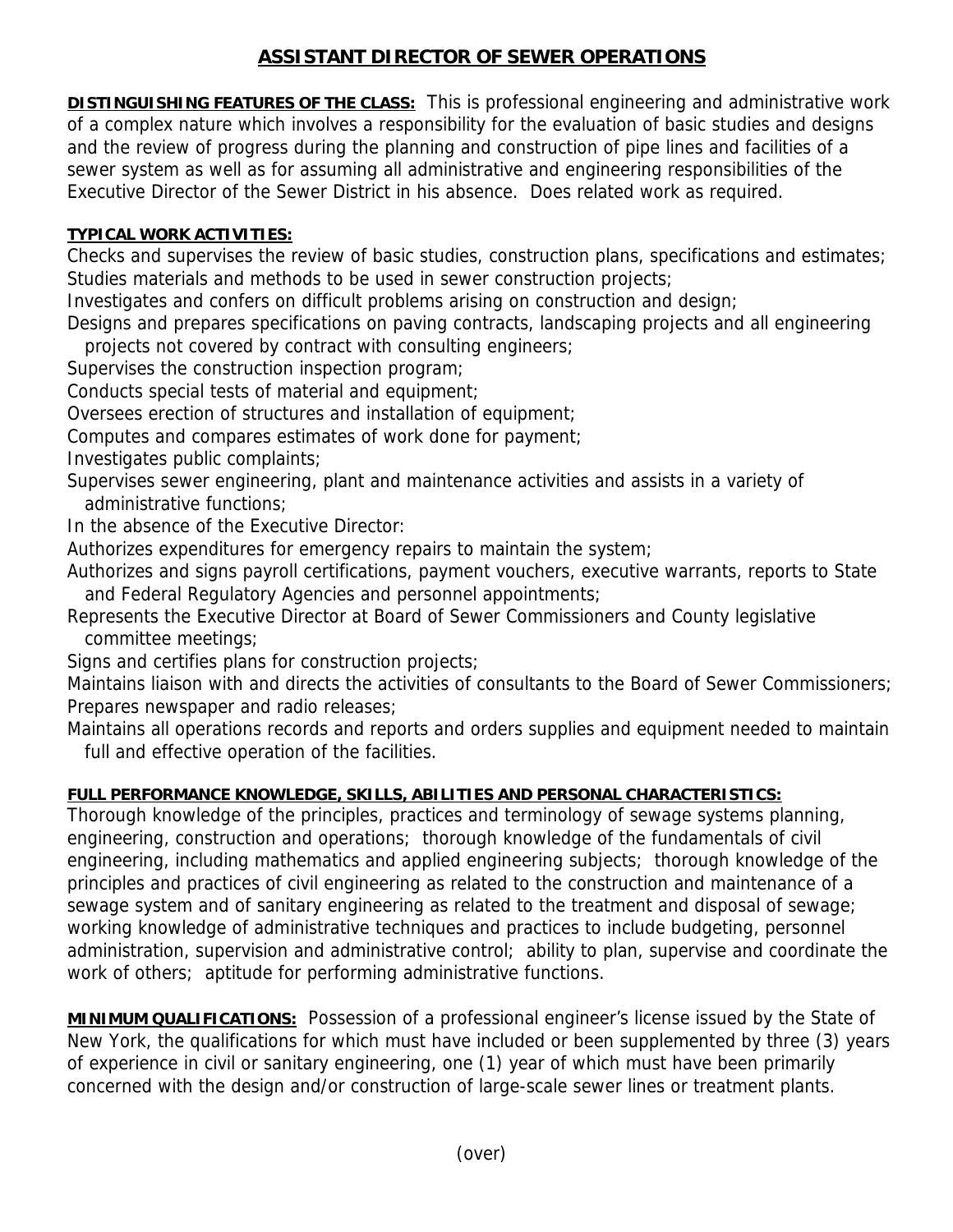# ASSISTANT DIRECTOR OF SEWER OPERATIONS

**DISTINGUISHING FEATURES OF THE CLASS:** This is professional engineering and administrative work of a complex nature which involves a responsibility for the evaluation of basic studies and designs and the review of progress during the planning and construction of pipe lines and facilities of a sewer system as well as for assuming all administrative and engineering responsibilities of the Executive Director of the Sewer District in his absence. Does related work as required.

**TYPICAL WORK ACTIVITIES:**

Checks and supervises the review of basic studies, construction plans, specifications and estimates;
Studies materials and methods to be used in sewer construction projects;
Investigates and confers on difficult problems arising on construction and design;
Designs and prepares specifications on paving contracts, landscaping projects and all engineering projects not covered by contract with consulting engineers;
Supervises the construction inspection program;
Conducts special tests of material and equipment;
Oversees erection of structures and installation of equipment;
Computes and compares estimates of work done for payment;
Investigates public complaints;
Supervises sewer engineering, plant and maintenance activities and assists in a variety of administrative functions;
In the absence of the Executive Director:
Authorizes expenditures for emergency repairs to maintain the system;
Authorizes and signs payroll certifications, payment vouchers, executive warrants, reports to State and Federal Regulatory Agencies and personnel appointments;
Represents the Executive Director at Board of Sewer Commissioners and County legislative committee meetings;
Signs and certifies plans for construction projects;
Maintains liaison with and directs the activities of consultants to the Board of Sewer Commissioners;
Prepares newspaper and radio releases;
Maintains all operations records and reports and orders supplies and equipment needed to maintain full and effective operation of the facilities.

**FULL PERFORMANCE KNOWLEDGE, SKILLS, ABILITIES AND PERSONAL CHARACTERISTICS:**
Thorough knowledge of the principles, practices and terminology of sewage systems planning, engineering, construction and operations; thorough knowledge of the fundamentals of civil engineering, including mathematics and applied engineering subjects; thorough knowledge of the principles and practices of civil engineering as related to the construction and maintenance of a sewage system and of sanitary engineering as related to the treatment and disposal of sewage; working knowledge of administrative techniques and practices to include budgeting, personnel administration, supervision and administrative control; ability to plan, supervise and coordinate the work of others; aptitude for performing administrative functions.

**MINIMUM QUALIFICATIONS:** Possession of a professional engineer's license issued by the State of New York, the qualifications for which must have included or been supplemented by three (3) years of experience in civil or sanitary engineering, one (1) year of which must have been primarily concerned with the design and/or construction of large-scale sewer lines or treatment plants.

(over)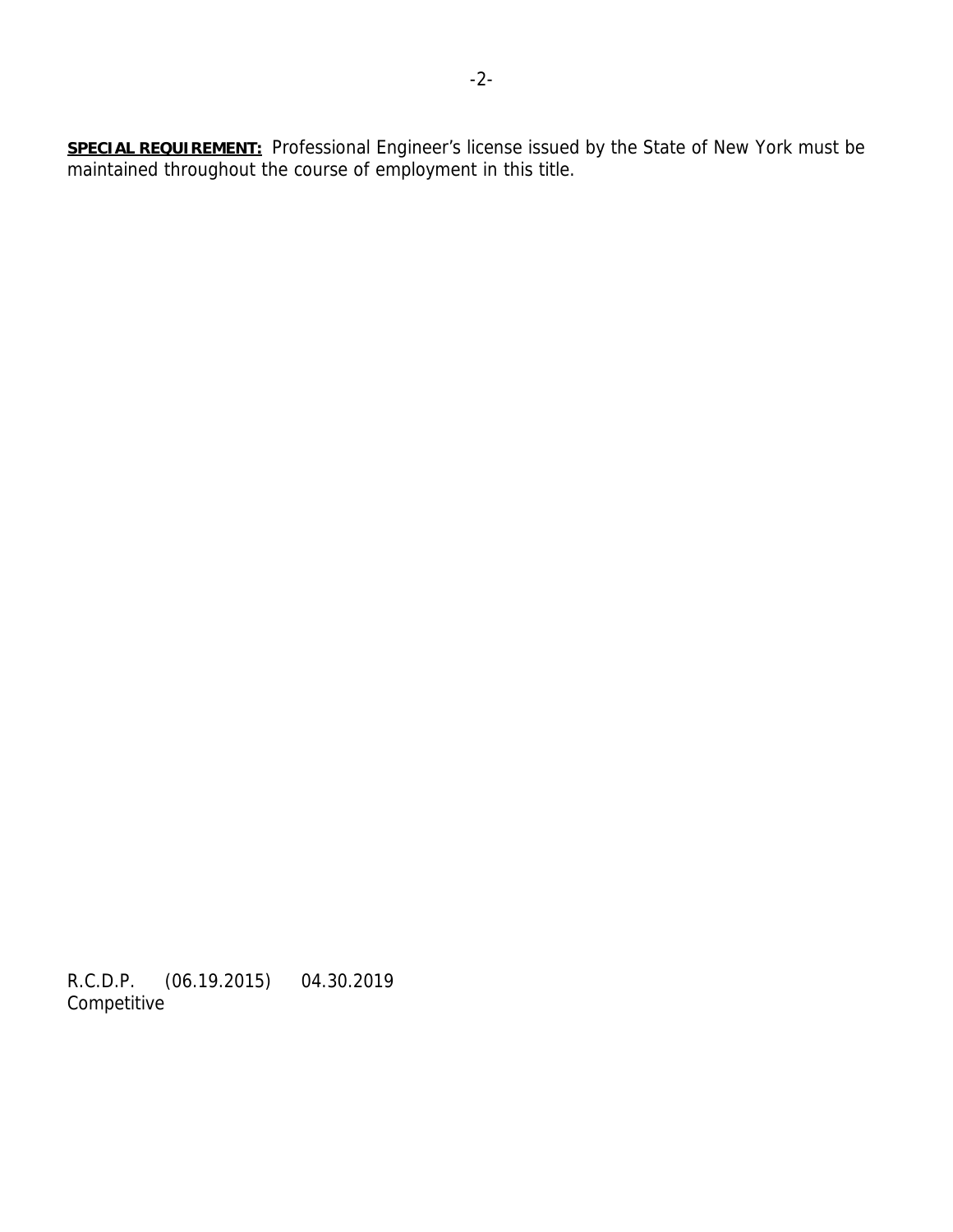**SPECIAL REQUIREMENT:** Professional Engineer's license issued by the State of New York must be maintained throughout the course of employment in this title.

R.C.D.P. (06.19.2015) 04.30.2019
Competitive